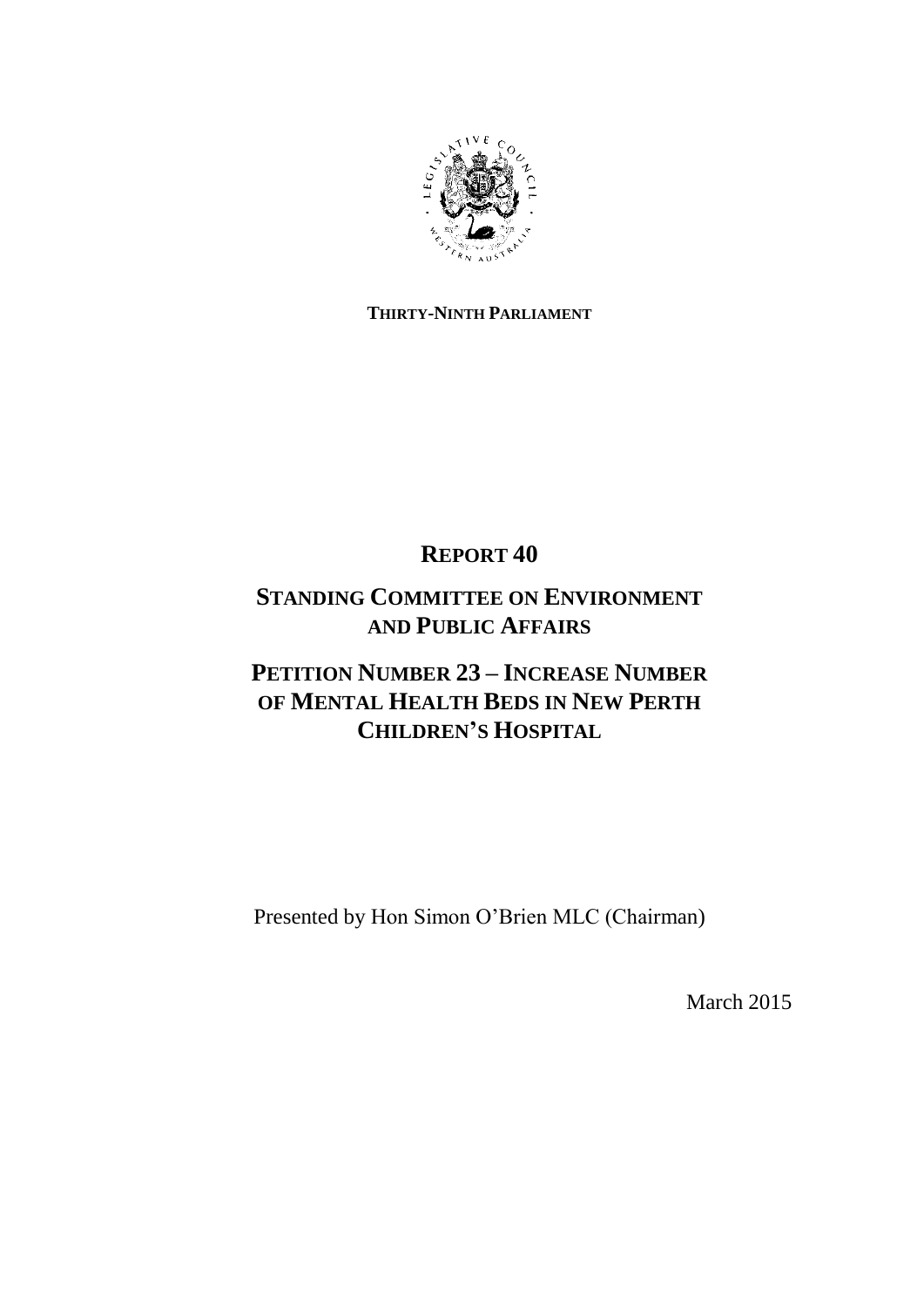**THIRTY-NINTH PARLIAMENT**

# REPORT 40

## STANDING COMMITTEE ON ENVIRONMENT AND PUBLIC AFFAIRS

## PETITION NUMBER 23 – INCREASE NUMBER OF MENTAL HEALTH BEDS IN NEW PERTH CHILDREN'S HOSPITAL

Presented by Hon Simon O'Brien MLC (Chairman)

March 2015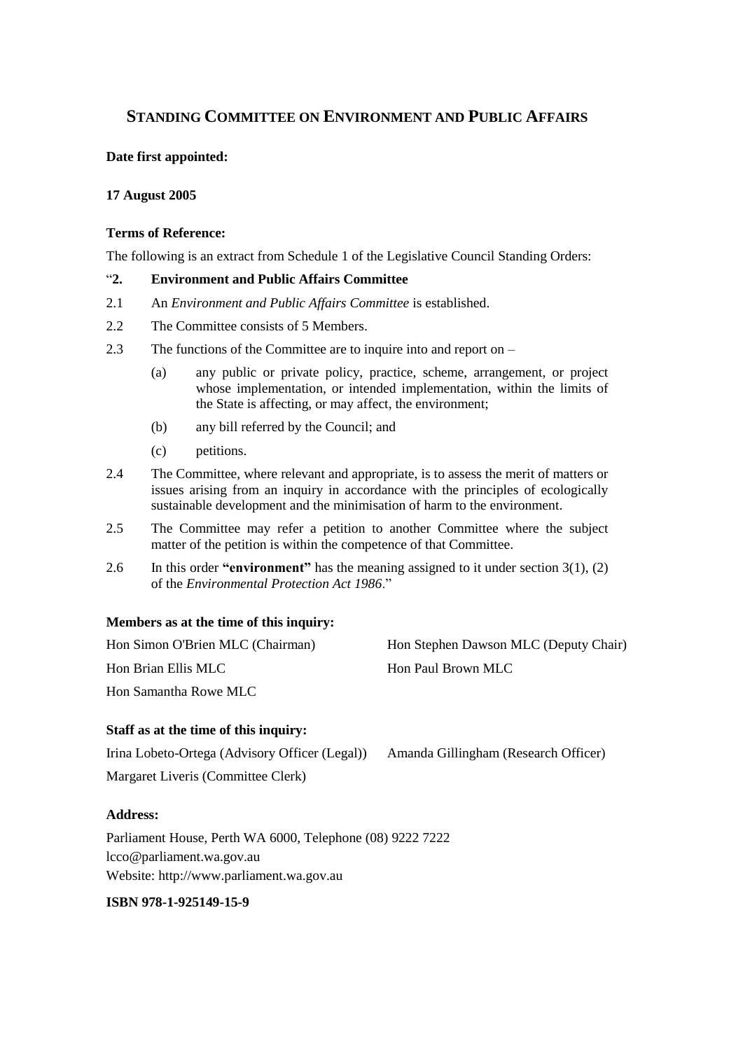## STANDING COMMITTEE ON ENVIRONMENT AND PUBLIC AFFAIRS

**Date first appointed:**

**17 August 2005**

**Terms of Reference:**

The following is an extract from Schedule 1 of the Legislative Council Standing Orders:

"**2. Environment and Public Affairs Committee**

2.1 An *Environment and Public Affairs Committee* is established.

2.2 The Committee consists of 5 Members.

2.3 The functions of the Committee are to inquire into and report on –

(a) any public or private policy, practice, scheme, arrangement, or project whose implementation, or intended implementation, within the limits of the State is affecting, or may affect, the environment;

(b) any bill referred by the Council; and

(c) petitions.

2.4 The Committee, where relevant and appropriate, is to assess the merit of matters or issues arising from an inquiry in accordance with the principles of ecologically sustainable development and the minimisation of harm to the environment.

2.5 The Committee may refer a petition to another Committee where the subject matter of the petition is within the competence of that Committee.

2.6 In this order **"environment"** has the meaning assigned to it under section 3(1), (2) of the *Environmental Protection Act 1986*."

**Members as at the time of this inquiry:**

Hon Simon O'Brien MLC (Chairman)

Hon Stephen Dawson MLC (Deputy Chair)

Hon Brian Ellis MLC

Hon Paul Brown MLC

Hon Samantha Rowe MLC

**Staff as at the time of this inquiry:**

Irina Lobeto-Ortega (Advisory Officer (Legal))

Amanda Gillingham (Research Officer)

Margaret Liveris (Committee Clerk)

**Address:**

Parliament House, Perth WA 6000, Telephone (08) 9222 7222
lcco@parliament.wa.gov.au
Website: http://www.parliament.wa.gov.au

**ISBN 978-1-925149-15-9**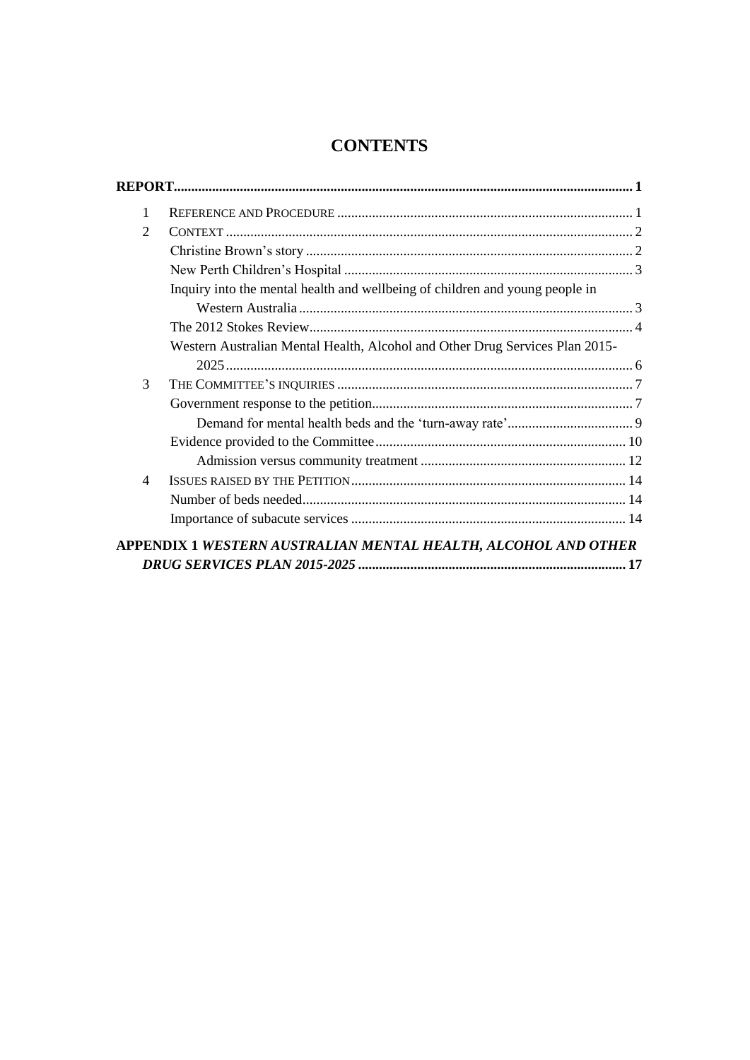# CONTENTS

**REPORT** .......... **1**

1 REFERENCE AND PROCEDURE .......... 1

2 CONTEXT .......... 2

- Christine Brown's story .......... 2
- New Perth Children's Hospital .......... 3
- Inquiry into the mental health and wellbeing of children and young people in Western Australia .......... 3
- The 2012 Stokes Review .......... 4
- Western Australian Mental Health, Alcohol and Other Drug Services Plan 2015-2025 .......... 6

3 THE COMMITTEE'S INQUIRIES .......... 7

- Government response to the petition .......... 7
  - Demand for mental health beds and the 'turn-away rate' .......... 9
- Evidence provided to the Committee .......... 10
  - Admission versus community treatment .......... 12

4 ISSUES RAISED BY THE PETITION .......... 14

- Number of beds needed .......... 14
- Importance of subacute services .......... 14

**APPENDIX 1 *WESTERN AUSTRALIAN MENTAL HEALTH, ALCOHOL AND OTHER DRUG SERVICES PLAN 2015-2025*** .......... **17**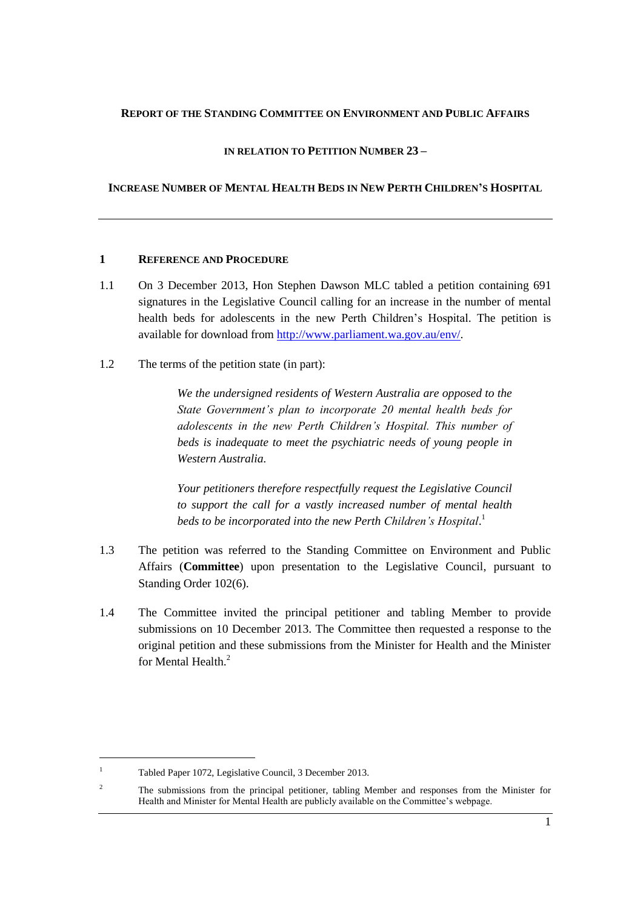**REPORT OF THE STANDING COMMITTEE ON ENVIRONMENT AND PUBLIC AFFAIRS**

**IN RELATION TO PETITION NUMBER 23 –**

**INCREASE NUMBER OF MENTAL HEALTH BEDS IN NEW PERTH CHILDREN'S HOSPITAL**

---

## 1 REFERENCE AND PROCEDURE

1.1 On 3 December 2013, Hon Stephen Dawson MLC tabled a petition containing 691 signatures in the Legislative Council calling for an increase in the number of mental health beds for adolescents in the new Perth Children's Hospital. The petition is available for download from http://www.parliament.wa.gov.au/env/.

1.2 The terms of the petition state (in part):

> *We the undersigned residents of Western Australia are opposed to the State Government's plan to incorporate 20 mental health beds for adolescents in the new Perth Children's Hospital. This number of beds is inadequate to meet the psychiatric needs of young people in Western Australia.*
>
> *Your petitioners therefore respectfully request the Legislative Council to support the call for a vastly increased number of mental health beds to be incorporated into the new Perth Children's Hospital*.[1]

1.3 The petition was referred to the Standing Committee on Environment and Public Affairs (**Committee**) upon presentation to the Legislative Council, pursuant to Standing Order 102(6).

1.4 The Committee invited the principal petitioner and tabling Member to provide submissions on 10 December 2013. The Committee then requested a response to the original petition and these submissions from the Minister for Health and the Minister for Mental Health.[2]

---

[1] Tabled Paper 1072, Legislative Council, 3 December 2013.

[2] The submissions from the principal petitioner, tabling Member and responses from the Minister for Health and Minister for Mental Health are publicly available on the Committee's webpage.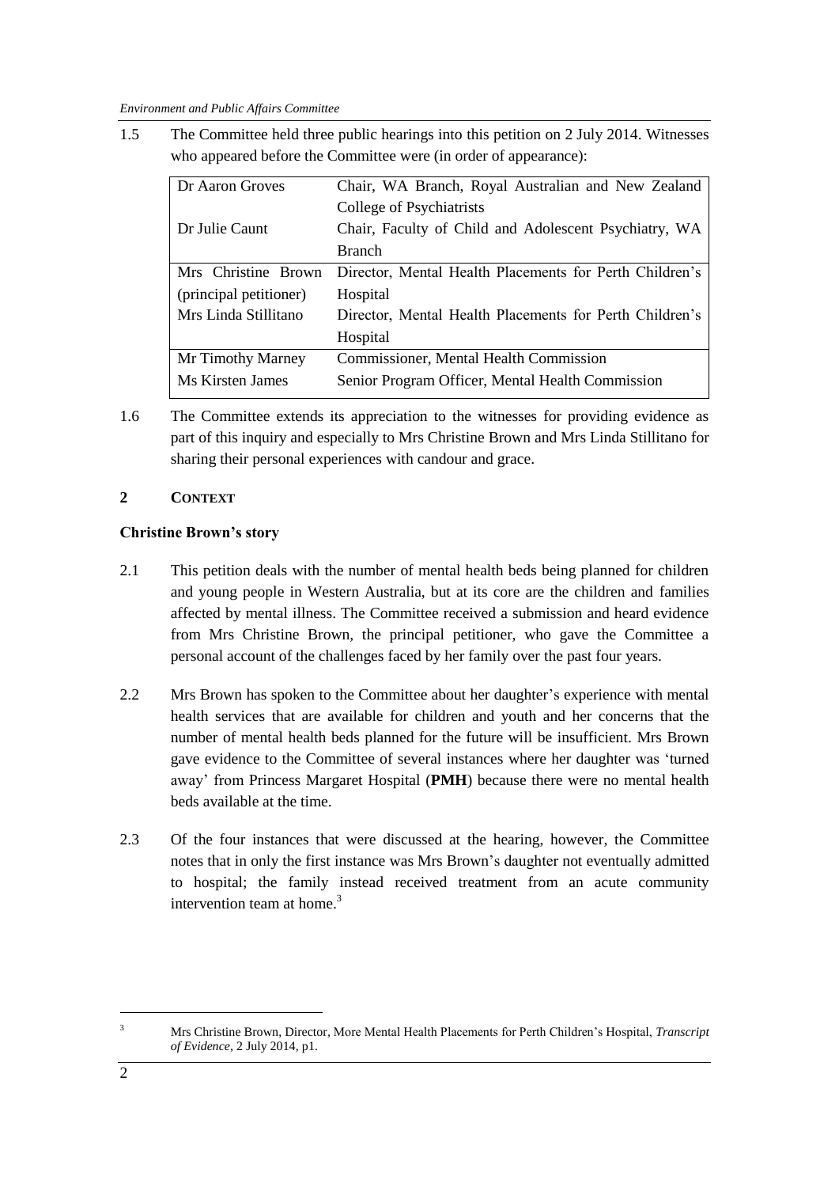1.5 The Committee held three public hearings into this petition on 2 July 2014. Witnesses who appeared before the Committee were (in order of appearance):

| | |
|---|---|
| Dr Aaron Groves | Chair, WA Branch, Royal Australian and New Zealand College of Psychiatrists |
| Dr Julie Caunt | Chair, Faculty of Child and Adolescent Psychiatry, WA Branch |
| Mrs Christine Brown (principal petitioner) | Director, Mental Health Placements for Perth Children's Hospital |
| Mrs Linda Stillitano | Director, Mental Health Placements for Perth Children's Hospital |
| Mr Timothy Marney | Commissioner, Mental Health Commission |
| Ms Kirsten James | Senior Program Officer, Mental Health Commission |

1.6 The Committee extends its appreciation to the witnesses for providing evidence as part of this inquiry and especially to Mrs Christine Brown and Mrs Linda Stillitano for sharing their personal experiences with candour and grace.

## 2 CONTEXT

### Christine Brown's story

2.1 This petition deals with the number of mental health beds being planned for children and young people in Western Australia, but at its core are the children and families affected by mental illness. The Committee received a submission and heard evidence from Mrs Christine Brown, the principal petitioner, who gave the Committee a personal account of the challenges faced by her family over the past four years.

2.2 Mrs Brown has spoken to the Committee about her daughter's experience with mental health services that are available for children and youth and her concerns that the number of mental health beds planned for the future will be insufficient. Mrs Brown gave evidence to the Committee of several instances where her daughter was 'turned away' from Princess Margaret Hospital (**PMH**) because there were no mental health beds available at the time.

2.3 Of the four instances that were discussed at the hearing, however, the Committee notes that in only the first instance was Mrs Brown's daughter not eventually admitted to hospital; the family instead received treatment from an acute community intervention team at home.[3]

[3] Mrs Christine Brown, Director, More Mental Health Placements for Perth Children's Hospital, *Transcript of Evidence*, 2 July 2014, p1.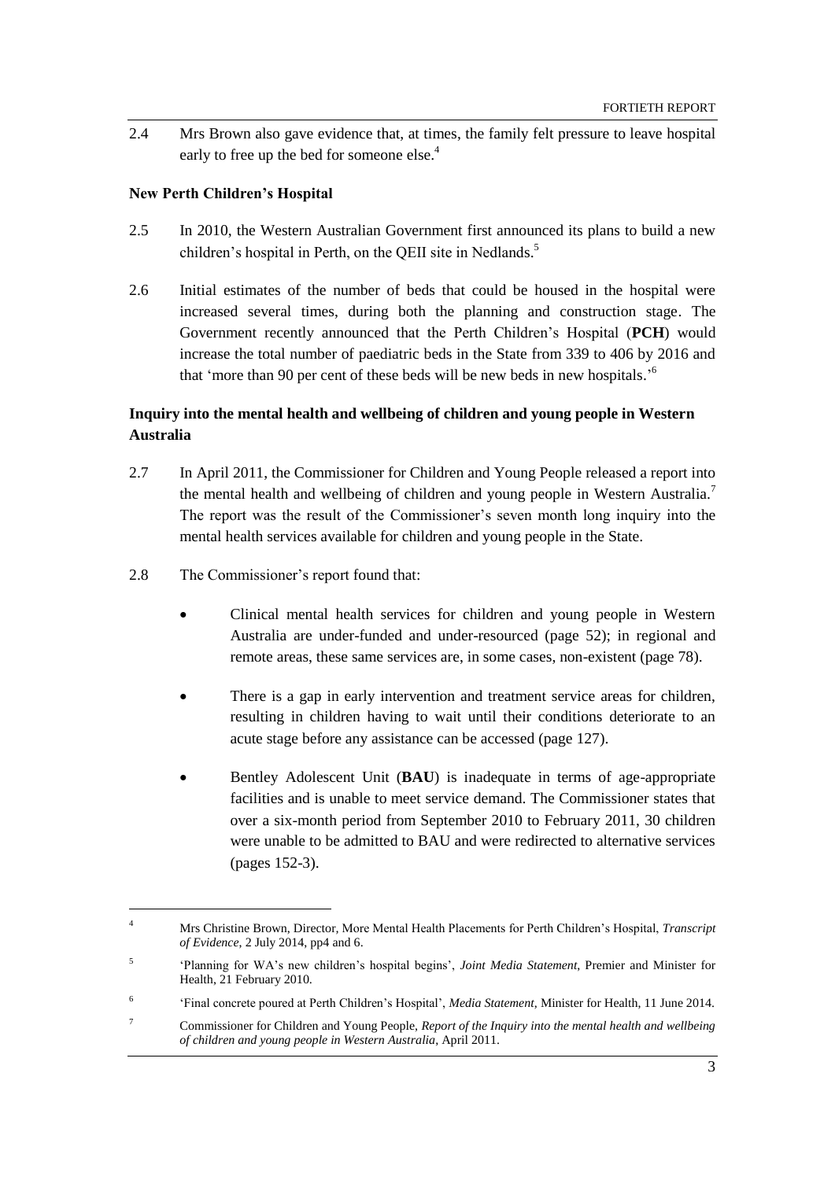2.4 Mrs Brown also gave evidence that, at times, the family felt pressure to leave hospital early to free up the bed for someone else.[4]

**New Perth Children's Hospital**

2.5 In 2010, the Western Australian Government first announced its plans to build a new children's hospital in Perth, on the QEII site in Nedlands.[5]

2.6 Initial estimates of the number of beds that could be housed in the hospital were increased several times, during both the planning and construction stage. The Government recently announced that the Perth Children's Hospital (**PCH**) would increase the total number of paediatric beds in the State from 339 to 406 by 2016 and that 'more than 90 per cent of these beds will be new beds in new hospitals.'[6]

**Inquiry into the mental health and wellbeing of children and young people in Western Australia**

2.7 In April 2011, the Commissioner for Children and Young People released a report into the mental health and wellbeing of children and young people in Western Australia.[7] The report was the result of the Commissioner's seven month long inquiry into the mental health services available for children and young people in the State.

2.8 The Commissioner's report found that:

- Clinical mental health services for children and young people in Western Australia are under-funded and under-resourced (page 52); in regional and remote areas, these same services are, in some cases, non-existent (page 78).

- There is a gap in early intervention and treatment service areas for children, resulting in children having to wait until their conditions deteriorate to an acute stage before any assistance can be accessed (page 127).

- Bentley Adolescent Unit (**BAU**) is inadequate in terms of age-appropriate facilities and is unable to meet service demand. The Commissioner states that over a six-month period from September 2010 to February 2011, 30 children were unable to be admitted to BAU and were redirected to alternative services (pages 152-3).

---

[4] Mrs Christine Brown, Director, More Mental Health Placements for Perth Children's Hospital, *Transcript of Evidence*, 2 July 2014, pp4 and 6.

[5] 'Planning for WA's new children's hospital begins', *Joint Media Statement*, Premier and Minister for Health, 21 February 2010.

[6] 'Final concrete poured at Perth Children's Hospital', *Media Statement*, Minister for Health, 11 June 2014.

[7] Commissioner for Children and Young People, *Report of the Inquiry into the mental health and wellbeing of children and young people in Western Australia*, April 2011.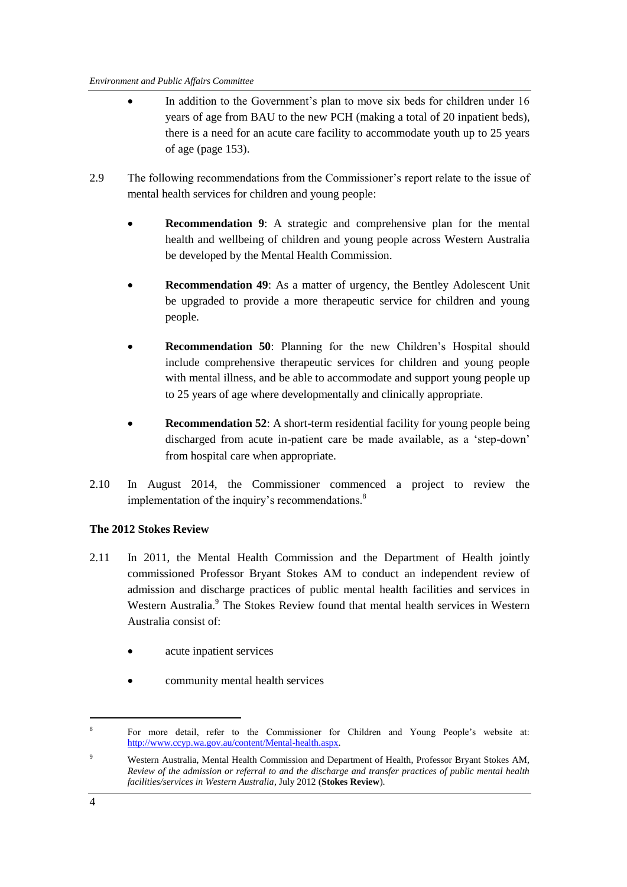- In addition to the Government's plan to move six beds for children under 16 years of age from BAU to the new PCH (making a total of 20 inpatient beds), there is a need for an acute care facility to accommodate youth up to 25 years of age (page 153).

2.9 The following recommendations from the Commissioner's report relate to the issue of mental health services for children and young people:

- **Recommendation 9**: A strategic and comprehensive plan for the mental health and wellbeing of children and young people across Western Australia be developed by the Mental Health Commission.

- **Recommendation 49**: As a matter of urgency, the Bentley Adolescent Unit be upgraded to provide a more therapeutic service for children and young people.

- **Recommendation 50**: Planning for the new Children's Hospital should include comprehensive therapeutic services for children and young people with mental illness, and be able to accommodate and support young people up to 25 years of age where developmentally and clinically appropriate.

- **Recommendation 52**: A short-term residential facility for young people being discharged from acute in-patient care be made available, as a 'step-down' from hospital care when appropriate.

2.10 In August 2014, the Commissioner commenced a project to review the implementation of the inquiry's recommendations.[8]

**The 2012 Stokes Review**

2.11 In 2011, the Mental Health Commission and the Department of Health jointly commissioned Professor Bryant Stokes AM to conduct an independent review of admission and discharge practices of public mental health facilities and services in Western Australia.[9] The Stokes Review found that mental health services in Western Australia consist of:

- acute inpatient services

- community mental health services

---

[8] For more detail, refer to the Commissioner for Children and Young People's website at: http://www.ccyp.wa.gov.au/content/Mental-health.aspx.

[9] Western Australia, Mental Health Commission and Department of Health, Professor Bryant Stokes AM, *Review of the admission or referral to and the discharge and transfer practices of public mental health facilities/services in Western Australia*, July 2012 (**Stokes Review**).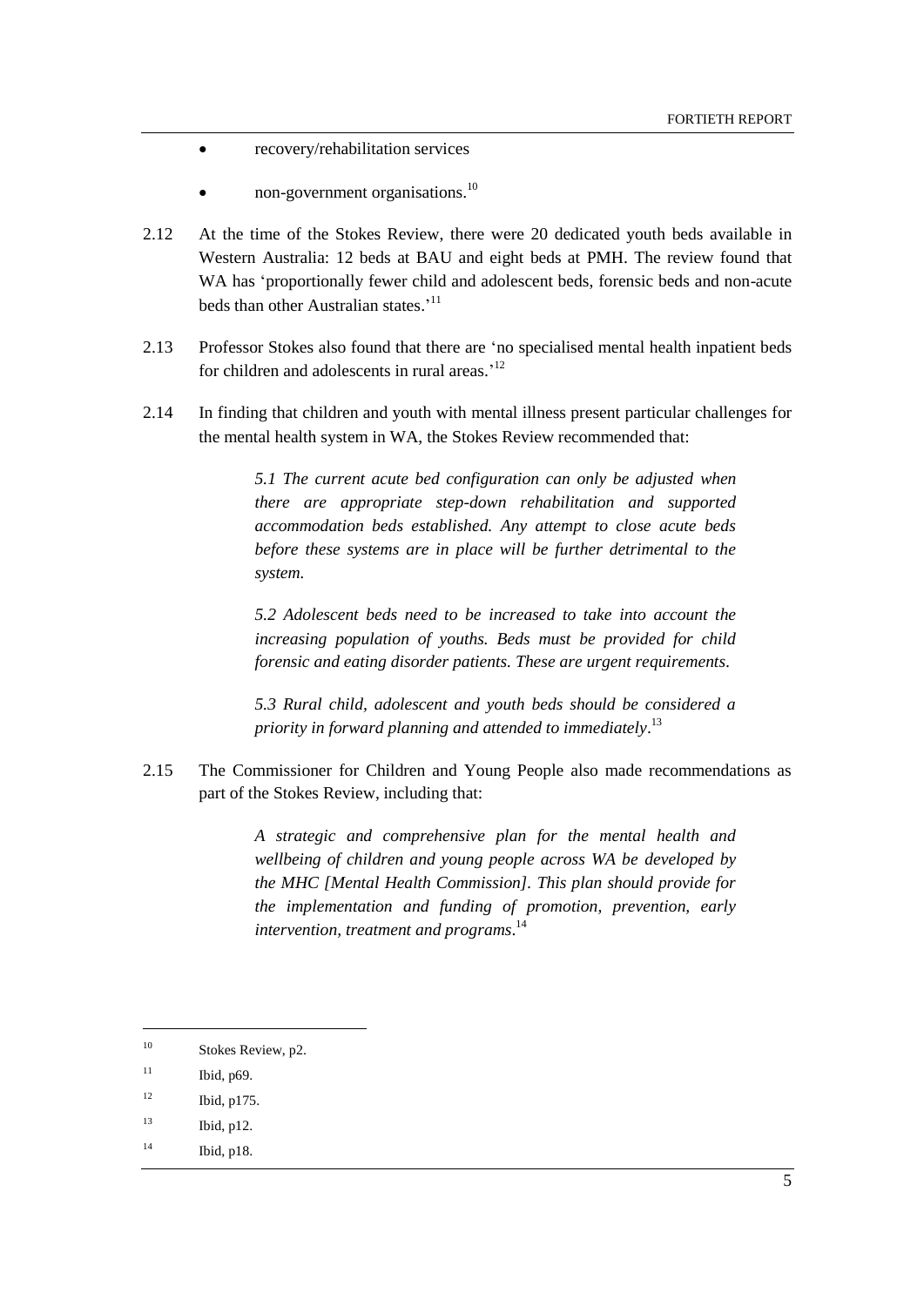- recovery/rehabilitation services
- non-government organisations.[10]

2.12 At the time of the Stokes Review, there were 20 dedicated youth beds available in Western Australia: 12 beds at BAU and eight beds at PMH. The review found that WA has 'proportionally fewer child and adolescent beds, forensic beds and non-acute beds than other Australian states.'[11]

2.13 Professor Stokes also found that there are 'no specialised mental health inpatient beds for children and adolescents in rural areas.'[12]

2.14 In finding that children and youth with mental illness present particular challenges for the mental health system in WA, the Stokes Review recommended that:

> *5.1 The current acute bed configuration can only be adjusted when there are appropriate step-down rehabilitation and supported accommodation beds established. Any attempt to close acute beds before these systems are in place will be further detrimental to the system.*
>
> *5.2 Adolescent beds need to be increased to take into account the increasing population of youths. Beds must be provided for child forensic and eating disorder patients. These are urgent requirements.*
>
> *5.3 Rural child, adolescent and youth beds should be considered a priority in forward planning and attended to immediately*.[13]

2.15 The Commissioner for Children and Young People also made recommendations as part of the Stokes Review, including that:

> *A strategic and comprehensive plan for the mental health and wellbeing of children and young people across WA be developed by the MHC [Mental Health Commission]. This plan should provide for the implementation and funding of promotion, prevention, early intervention, treatment and programs.*[14]

---

[10] Stokes Review, p2.

[11] Ibid, p69.

[12] Ibid, p175.

[13] Ibid, p12.

[14] Ibid, p18.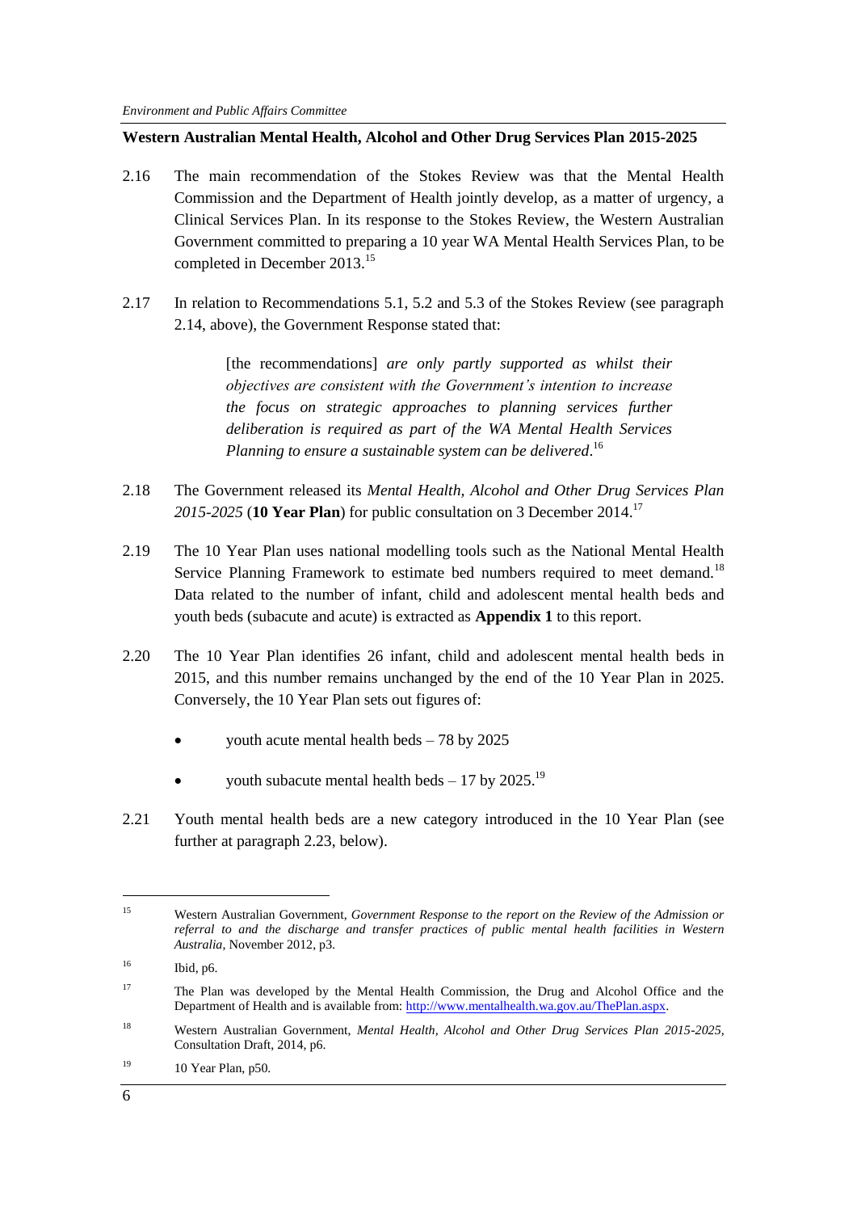**Western Australian Mental Health, Alcohol and Other Drug Services Plan 2015-2025**

2.16 The main recommendation of the Stokes Review was that the Mental Health Commission and the Department of Health jointly develop, as a matter of urgency, a Clinical Services Plan. In its response to the Stokes Review, the Western Australian Government committed to preparing a 10 year WA Mental Health Services Plan, to be completed in December 2013.[15]

2.17 In relation to Recommendations 5.1, 5.2 and 5.3 of the Stokes Review (see paragraph 2.14, above), the Government Response stated that:

> [the recommendations] *are only partly supported as whilst their objectives are consistent with the Government's intention to increase the focus on strategic approaches to planning services further deliberation is required as part of the WA Mental Health Services Planning to ensure a sustainable system can be delivered*.[16]

2.18 The Government released its *Mental Health, Alcohol and Other Drug Services Plan 2015-2025* (**10 Year Plan**) for public consultation on 3 December 2014.[17]

2.19 The 10 Year Plan uses national modelling tools such as the National Mental Health Service Planning Framework to estimate bed numbers required to meet demand.[18] Data related to the number of infant, child and adolescent mental health beds and youth beds (subacute and acute) is extracted as **Appendix 1** to this report.

2.20 The 10 Year Plan identifies 26 infant, child and adolescent mental health beds in 2015, and this number remains unchanged by the end of the 10 Year Plan in 2025. Conversely, the 10 Year Plan sets out figures of:

- youth acute mental health beds – 78 by 2025
- youth subacute mental health beds – 17 by 2025.[19]

2.21 Youth mental health beds are a new category introduced in the 10 Year Plan (see further at paragraph 2.23, below).

---

[15] Western Australian Government, *Government Response to the report on the Review of the Admission or referral to and the discharge and transfer practices of public mental health facilities in Western Australia*, November 2012, p3.

[16] Ibid, p6.

[17] The Plan was developed by the Mental Health Commission, the Drug and Alcohol Office and the Department of Health and is available from: http://www.mentalhealth.wa.gov.au/ThePlan.aspx.

[18] Western Australian Government, *Mental Health, Alcohol and Other Drug Services Plan 2015-2025*, Consultation Draft, 2014, p6.

[19] 10 Year Plan, p50.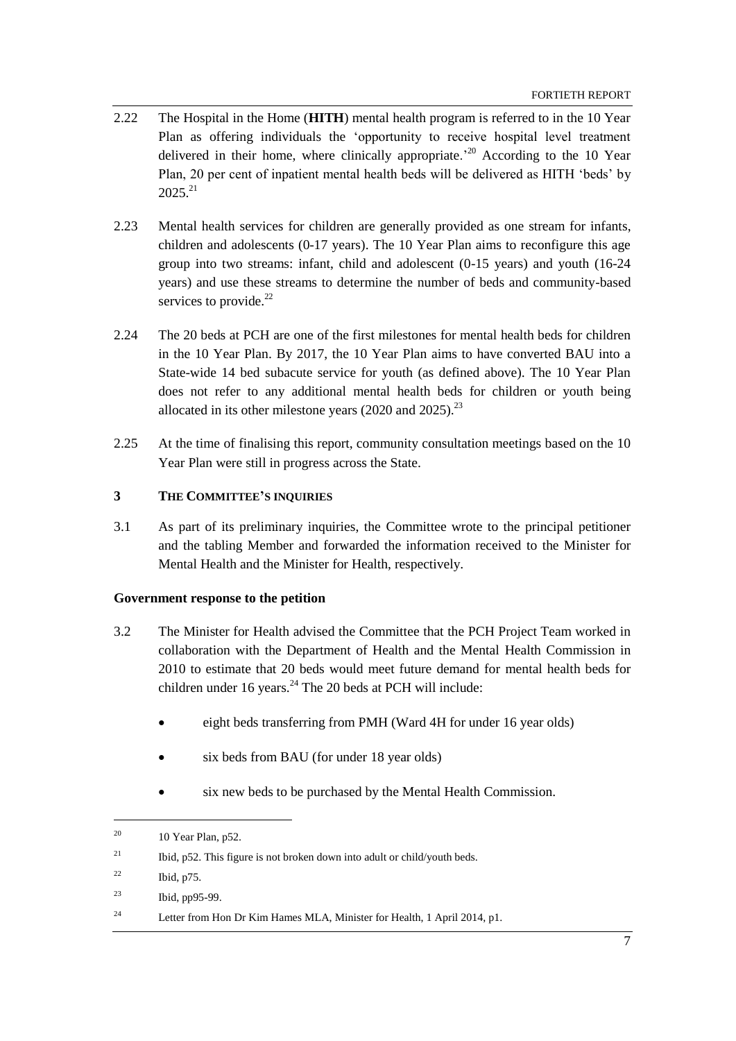2.22 The Hospital in the Home (**HITH**) mental health program is referred to in the 10 Year Plan as offering individuals the 'opportunity to receive hospital level treatment delivered in their home, where clinically appropriate.'[20] According to the 10 Year Plan, 20 per cent of inpatient mental health beds will be delivered as HITH 'beds' by 2025.[21]

2.23 Mental health services for children are generally provided as one stream for infants, children and adolescents (0-17 years). The 10 Year Plan aims to reconfigure this age group into two streams: infant, child and adolescent (0-15 years) and youth (16-24 years) and use these streams to determine the number of beds and community-based services to provide.[22]

2.24 The 20 beds at PCH are one of the first milestones for mental health beds for children in the 10 Year Plan. By 2017, the 10 Year Plan aims to have converted BAU into a State-wide 14 bed subacute service for youth (as defined above). The 10 Year Plan does not refer to any additional mental health beds for children or youth being allocated in its other milestone years (2020 and 2025).[23]

2.25 At the time of finalising this report, community consultation meetings based on the 10 Year Plan were still in progress across the State.

## 3 THE COMMITTEE'S INQUIRIES

3.1 As part of its preliminary inquiries, the Committee wrote to the principal petitioner and the tabling Member and forwarded the information received to the Minister for Mental Health and the Minister for Health, respectively.

### Government response to the petition

3.2 The Minister for Health advised the Committee that the PCH Project Team worked in collaboration with the Department of Health and the Mental Health Commission in 2010 to estimate that 20 beds would meet future demand for mental health beds for children under 16 years.[24] The 20 beds at PCH will include:

- eight beds transferring from PMH (Ward 4H for under 16 year olds)
- six beds from BAU (for under 18 year olds)
- six new beds to be purchased by the Mental Health Commission.

---

[20] 10 Year Plan, p52.

[21] Ibid, p52. This figure is not broken down into adult or child/youth beds.

[22] Ibid, p75.

[23] Ibid, pp95-99.

[24] Letter from Hon Dr Kim Hames MLA, Minister for Health, 1 April 2014, p1.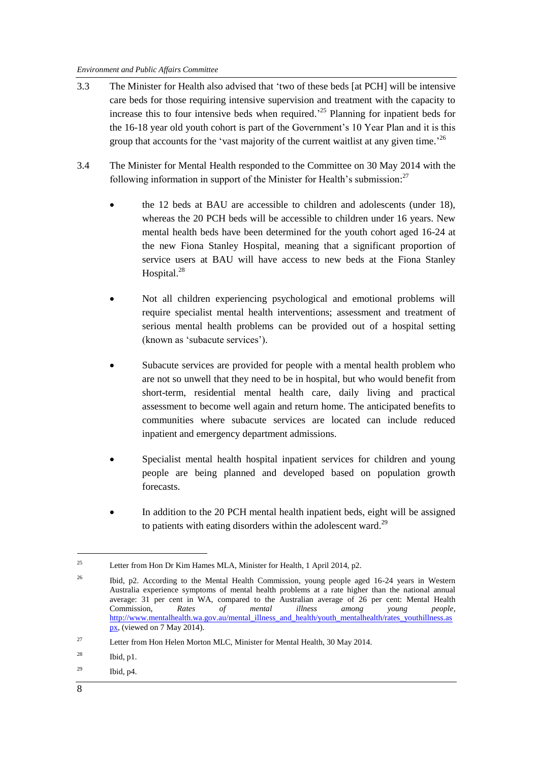3.3 The Minister for Health also advised that 'two of these beds [at PCH] will be intensive care beds for those requiring intensive supervision and treatment with the capacity to increase this to four intensive beds when required.'[25] Planning for inpatient beds for the 16-18 year old youth cohort is part of the Government's 10 Year Plan and it is this group that accounts for the 'vast majority of the current waitlist at any given time.'[26]

3.4 The Minister for Mental Health responded to the Committee on 30 May 2014 with the following information in support of the Minister for Health's submission:[27]

- the 12 beds at BAU are accessible to children and adolescents (under 18), whereas the 20 PCH beds will be accessible to children under 16 years. New mental health beds have been determined for the youth cohort aged 16-24 at the new Fiona Stanley Hospital, meaning that a significant proportion of service users at BAU will have access to new beds at the Fiona Stanley Hospital.[28]

- Not all children experiencing psychological and emotional problems will require specialist mental health interventions; assessment and treatment of serious mental health problems can be provided out of a hospital setting (known as 'subacute services').

- Subacute services are provided for people with a mental health problem who are not so unwell that they need to be in hospital, but who would benefit from short-term, residential mental health care, daily living and practical assessment to become well again and return home. The anticipated benefits to communities where subacute services are located can include reduced inpatient and emergency department admissions.

- Specialist mental health hospital inpatient services for children and young people are being planned and developed based on population growth forecasts.

- In addition to the 20 PCH mental health inpatient beds, eight will be assigned to patients with eating disorders within the adolescent ward.[29]

---

[25] Letter from Hon Dr Kim Hames MLA, Minister for Health, 1 April 2014, p2.

[26] Ibid, p2. According to the Mental Health Commission, young people aged 16-24 years in Western Australia experience symptoms of mental health problems at a rate higher than the national annual average: 31 per cent in WA, compared to the Australian average of 26 per cent: Mental Health Commission, *Rates of mental illness among young people*, http://www.mentalhealth.wa.gov.au/mental_illness_and_health/youth_mentalhealth/rates_youthillness.aspx, (viewed on 7 May 2014).

[27] Letter from Hon Helen Morton MLC, Minister for Mental Health, 30 May 2014.

[28] Ibid, p1.

[29] Ibid, p4.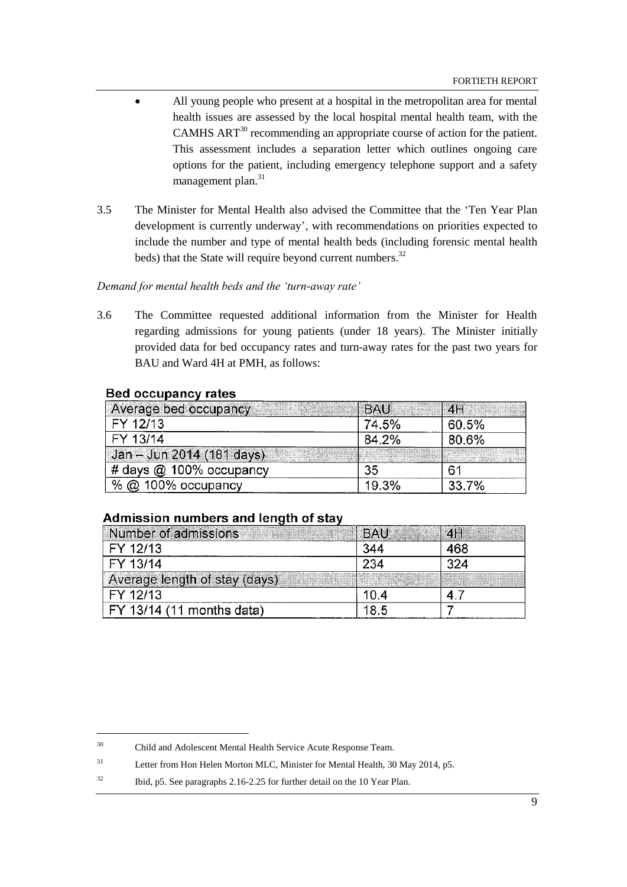- All young people who present at a hospital in the metropolitan area for mental health issues are assessed by the local hospital mental health team, with the CAMHS ART[30] recommending an appropriate course of action for the patient. This assessment includes a separation letter which outlines ongoing care options for the patient, including emergency telephone support and a safety management plan.[31]

3.5 The Minister for Mental Health also advised the Committee that the 'Ten Year Plan development is currently underway', with recommendations on priorities expected to include the number and type of mental health beds (including forensic mental health beds) that the State will require beyond current numbers.[32]

*Demand for mental health beds and the 'turn-away rate'*

3.6 The Committee requested additional information from the Minister for Health regarding admissions for young patients (under 18 years). The Minister initially provided data for bed occupancy rates and turn-away rates for the past two years for BAU and Ward 4H at PMH, as follows:

**Bed occupancy rates**

| Average bed occupancy | BAU | 4H |
|---|---|---|
| FY 12/13 | 74.5% | 60.5% |
| FY 13/14 | 84.2% | 80.6% |
| Jan – Jun 2014 (181 days) | | |
| # days @ 100% occupancy | 35 | 61 |
| % @ 100% occupancy | 19.3% | 33.7% |

**Admission numbers and length of stay**

| Number of admissions | BAU | 4H |
|---|---|---|
| FY 12/13 | 344 | 468 |
| FY 13/14 | 234 | 324 |
| Average length of stay (days) | | |
| FY 12/13 | 10.4 | 4.7 |
| FY 13/14 (11 months data) | 18.5 | 7 |

---

[30] Child and Adolescent Mental Health Service Acute Response Team.

[31] Letter from Hon Helen Morton MLC, Minister for Mental Health, 30 May 2014, p5.

[32] Ibid, p5. See paragraphs 2.16-2.25 for further detail on the 10 Year Plan.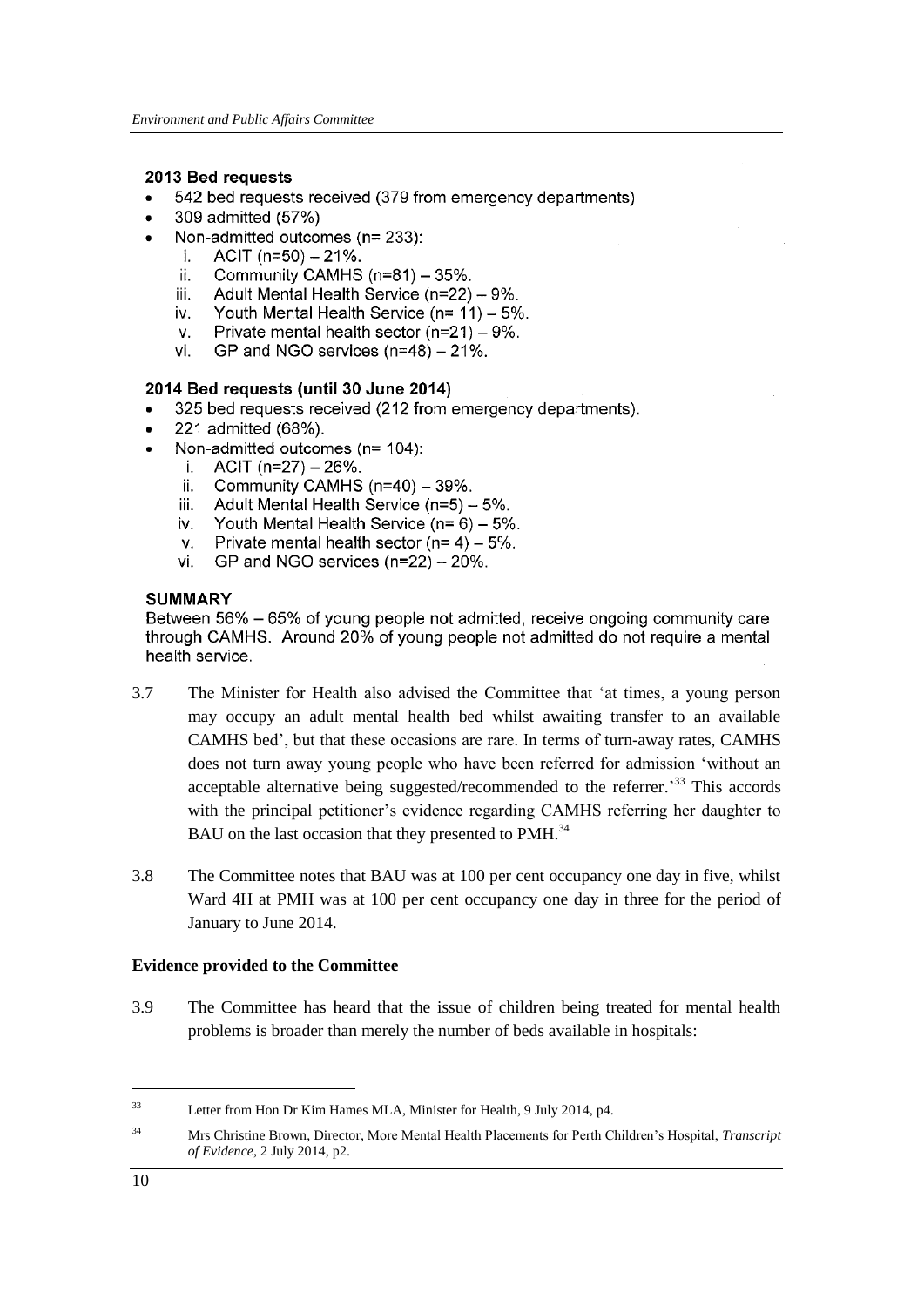**2013 Bed requests**

- 542 bed requests received (379 from emergency departments)
- 309 admitted (57%)
- Non-admitted outcomes (n= 233):
  - i. ACIT (n=50) – 21%.
  - ii. Community CAMHS (n=81) – 35%.
  - iii. Adult Mental Health Service (n=22) – 9%.
  - iv. Youth Mental Health Service (n= 11) – 5%.
  - v. Private mental health sector (n=21) – 9%.
  - vi. GP and NGO services (n=48) – 21%.

**2014 Bed requests (until 30 June 2014)**

- 325 bed requests received (212 from emergency departments).
- 221 admitted (68%).
- Non-admitted outcomes (n= 104):
  - i. ACIT (n=27) – 26%.
  - ii. Community CAMHS (n=40) – 39%.
  - iii. Adult Mental Health Service (n=5) – 5%.
  - iv. Youth Mental Health Service (n= 6) – 5%.
  - v. Private mental health sector (n= 4) – 5%.
  - vi. GP and NGO services (n=22) – 20%.

**SUMMARY**

Between 56% – 65% of young people not admitted, receive ongoing community care through CAMHS. Around 20% of young people not admitted do not require a mental health service.

3.7 The Minister for Health also advised the Committee that 'at times, a young person may occupy an adult mental health bed whilst awaiting transfer to an available CAMHS bed', but that these occasions are rare. In terms of turn-away rates, CAMHS does not turn away young people who have been referred for admission 'without an acceptable alternative being suggested/recommended to the referrer.'[33] This accords with the principal petitioner's evidence regarding CAMHS referring her daughter to BAU on the last occasion that they presented to PMH.[34]

3.8 The Committee notes that BAU was at 100 per cent occupancy one day in five, whilst Ward 4H at PMH was at 100 per cent occupancy one day in three for the period of January to June 2014.

**Evidence provided to the Committee**

3.9 The Committee has heard that the issue of children being treated for mental health problems is broader than merely the number of beds available in hospitals:

---

[33] Letter from Hon Dr Kim Hames MLA, Minister for Health, 9 July 2014, p4.

[34] Mrs Christine Brown, Director, More Mental Health Placements for Perth Children's Hospital, *Transcript of Evidence*, 2 July 2014, p2.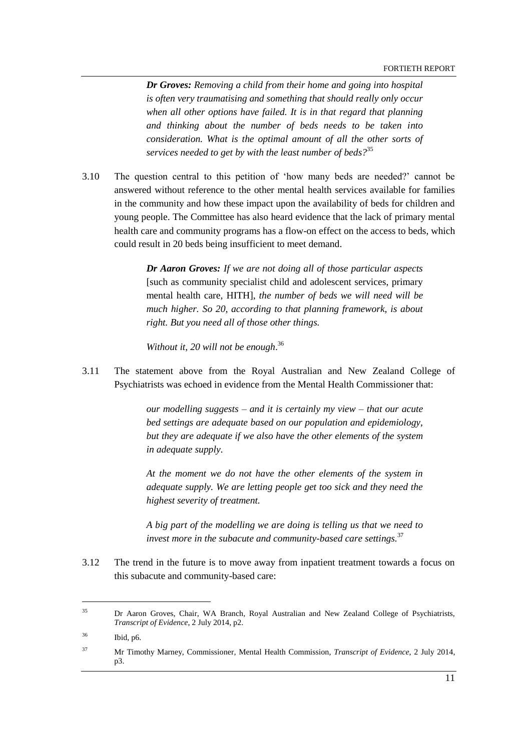> ***Dr Groves:*** *Removing a child from their home and going into hospital is often very traumatising and something that should really only occur when all other options have failed. It is in that regard that planning and thinking about the number of beds needs to be taken into consideration. What is the optimal amount of all the other sorts of services needed to get by with the least number of beds?*[35]

3.10 The question central to this petition of 'how many beds are needed?' cannot be answered without reference to the other mental health services available for families in the community and how these impact upon the availability of beds for children and young people. The Committee has also heard evidence that the lack of primary mental health care and community programs has a flow-on effect on the access to beds, which could result in 20 beds being insufficient to meet demand.

> ***Dr Aaron Groves:*** *If we are not doing all of those particular aspects* [such as community specialist child and adolescent services, primary mental health care, HITH], *the number of beds we will need will be much higher. So 20, according to that planning framework, is about right. But you need all of those other things.*
>
> *Without it, 20 will not be enough.*[36]

3.11 The statement above from the Royal Australian and New Zealand College of Psychiatrists was echoed in evidence from the Mental Health Commissioner that:

> *our modelling suggests – and it is certainly my view – that our acute bed settings are adequate based on our population and epidemiology, but they are adequate if we also have the other elements of the system in adequate supply.*
>
> *At the moment we do not have the other elements of the system in adequate supply. We are letting people get too sick and they need the highest severity of treatment.*
>
> *A big part of the modelling we are doing is telling us that we need to invest more in the subacute and community-based care settings.*[37]

3.12 The trend in the future is to move away from inpatient treatment towards a focus on this subacute and community-based care:

---

[35] Dr Aaron Groves, Chair, WA Branch, Royal Australian and New Zealand College of Psychiatrists, *Transcript of Evidence*, 2 July 2014, p2.

[36] Ibid, p6.

[37] Mr Timothy Marney, Commissioner, Mental Health Commission, *Transcript of Evidence*, 2 July 2014, p3.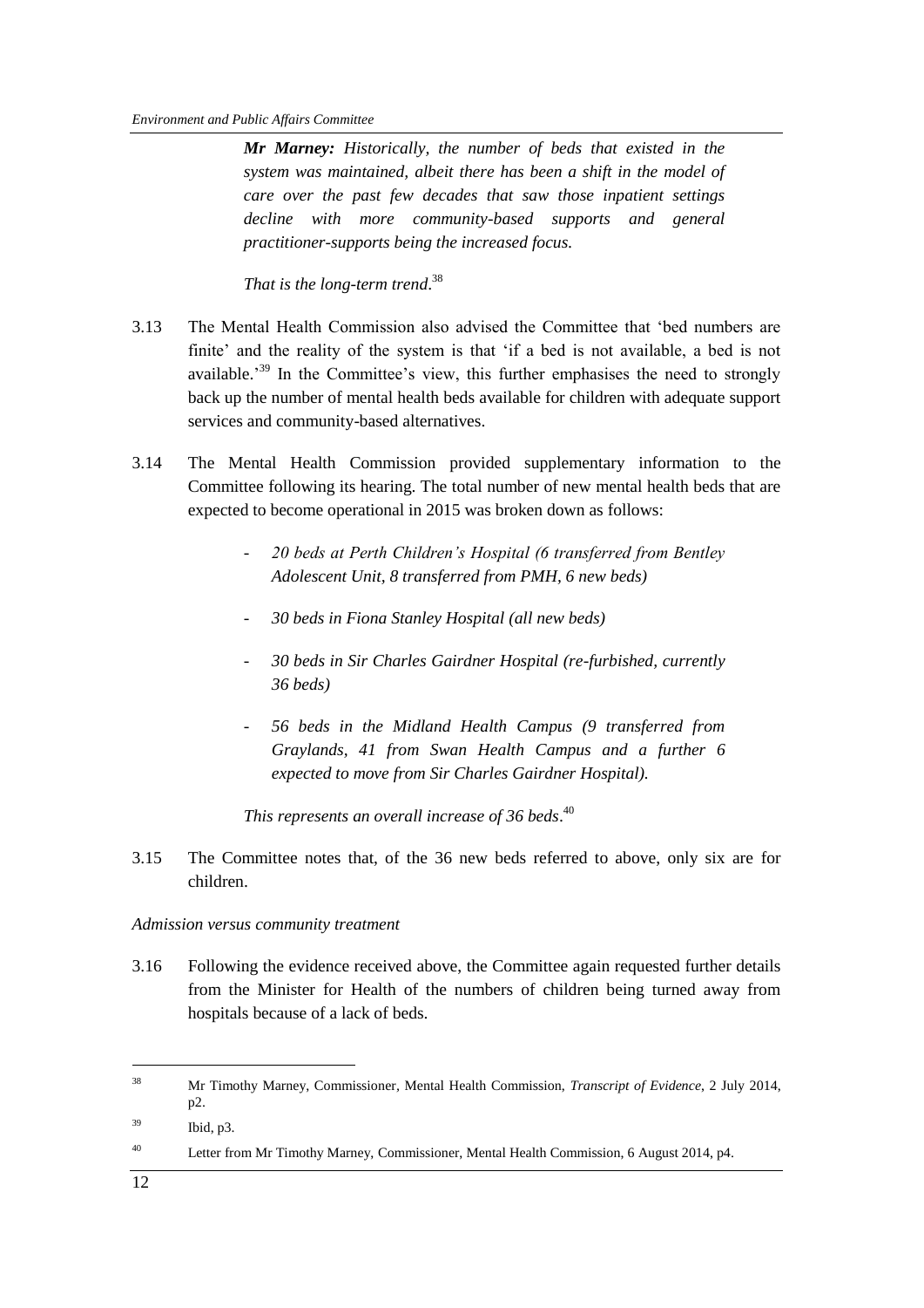> ***Mr Marney:*** *Historically, the number of beds that existed in the system was maintained, albeit there has been a shift in the model of care over the past few decades that saw those inpatient settings decline with more community-based supports and general practitioner-supports being the increased focus.*
>
> *That is the long-term trend.*[38]

3.13 The Mental Health Commission also advised the Committee that 'bed numbers are finite' and the reality of the system is that 'if a bed is not available, a bed is not available.'[39] In the Committee's view, this further emphasises the need to strongly back up the number of mental health beds available for children with adequate support services and community-based alternatives.

3.14 The Mental Health Commission provided supplementary information to the Committee following its hearing. The total number of new mental health beds that are expected to become operational in 2015 was broken down as follows:

> - *20 beds at Perth Children's Hospital (6 transferred from Bentley Adolescent Unit, 8 transferred from PMH, 6 new beds)*
> - *30 beds in Fiona Stanley Hospital (all new beds)*
> - *30 beds in Sir Charles Gairdner Hospital (re-furbished, currently 36 beds)*
> - *56 beds in the Midland Health Campus (9 transferred from Graylands, 41 from Swan Health Campus and a further 6 expected to move from Sir Charles Gairdner Hospital).*
>
> *This represents an overall increase of 36 beds*.[40]

3.15 The Committee notes that, of the 36 new beds referred to above, only six are for children.

*Admission versus community treatment*

3.16 Following the evidence received above, the Committee again requested further details from the Minister for Health of the numbers of children being turned away from hospitals because of a lack of beds.

---

[38] Mr Timothy Marney, Commissioner, Mental Health Commission, *Transcript of Evidence*, 2 July 2014, p2.

[39] Ibid, p3.

[40] Letter from Mr Timothy Marney, Commissioner, Mental Health Commission, 6 August 2014, p4.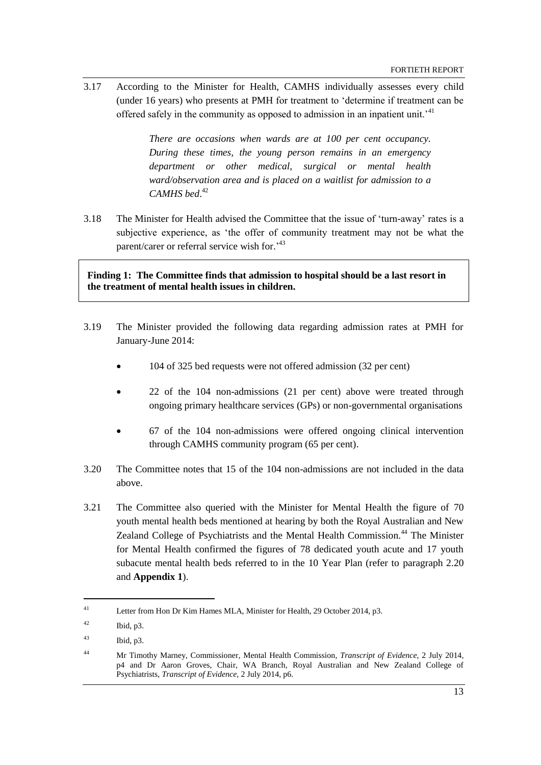3.17 According to the Minister for Health, CAMHS individually assesses every child (under 16 years) who presents at PMH for treatment to 'determine if treatment can be offered safely in the community as opposed to admission in an inpatient unit.'[41]

> *There are occasions when wards are at 100 per cent occupancy. During these times, the young person remains in an emergency department or other medical, surgical or mental health ward/observation area and is placed on a waitlist for admission to a CAMHS bed.*[42]

3.18 The Minister for Health advised the Committee that the issue of 'turn-away' rates is a subjective experience, as 'the offer of community treatment may not be what the parent/carer or referral service wish for.'[43]

**Finding 1: The Committee finds that admission to hospital should be a last resort in the treatment of mental health issues in children.**

3.19 The Minister provided the following data regarding admission rates at PMH for January-June 2014:

- 104 of 325 bed requests were not offered admission (32 per cent)
- 22 of the 104 non-admissions (21 per cent) above were treated through ongoing primary healthcare services (GPs) or non-governmental organisations
- 67 of the 104 non-admissions were offered ongoing clinical intervention through CAMHS community program (65 per cent).

3.20 The Committee notes that 15 of the 104 non-admissions are not included in the data above.

3.21 The Committee also queried with the Minister for Mental Health the figure of 70 youth mental health beds mentioned at hearing by both the Royal Australian and New Zealand College of Psychiatrists and the Mental Health Commission.[44] The Minister for Mental Health confirmed the figures of 78 dedicated youth acute and 17 youth subacute mental health beds referred to in the 10 Year Plan (refer to paragraph 2.20 and **Appendix 1**).

---

[41] Letter from Hon Dr Kim Hames MLA, Minister for Health, 29 October 2014, p3.

[42] Ibid, p3.

[43] Ibid, p3.

[44] Mr Timothy Marney, Commissioner, Mental Health Commission, *Transcript of Evidence*, 2 July 2014, p4 and Dr Aaron Groves, Chair, WA Branch, Royal Australian and New Zealand College of Psychiatrists, *Transcript of Evidence*, 2 July 2014, p6.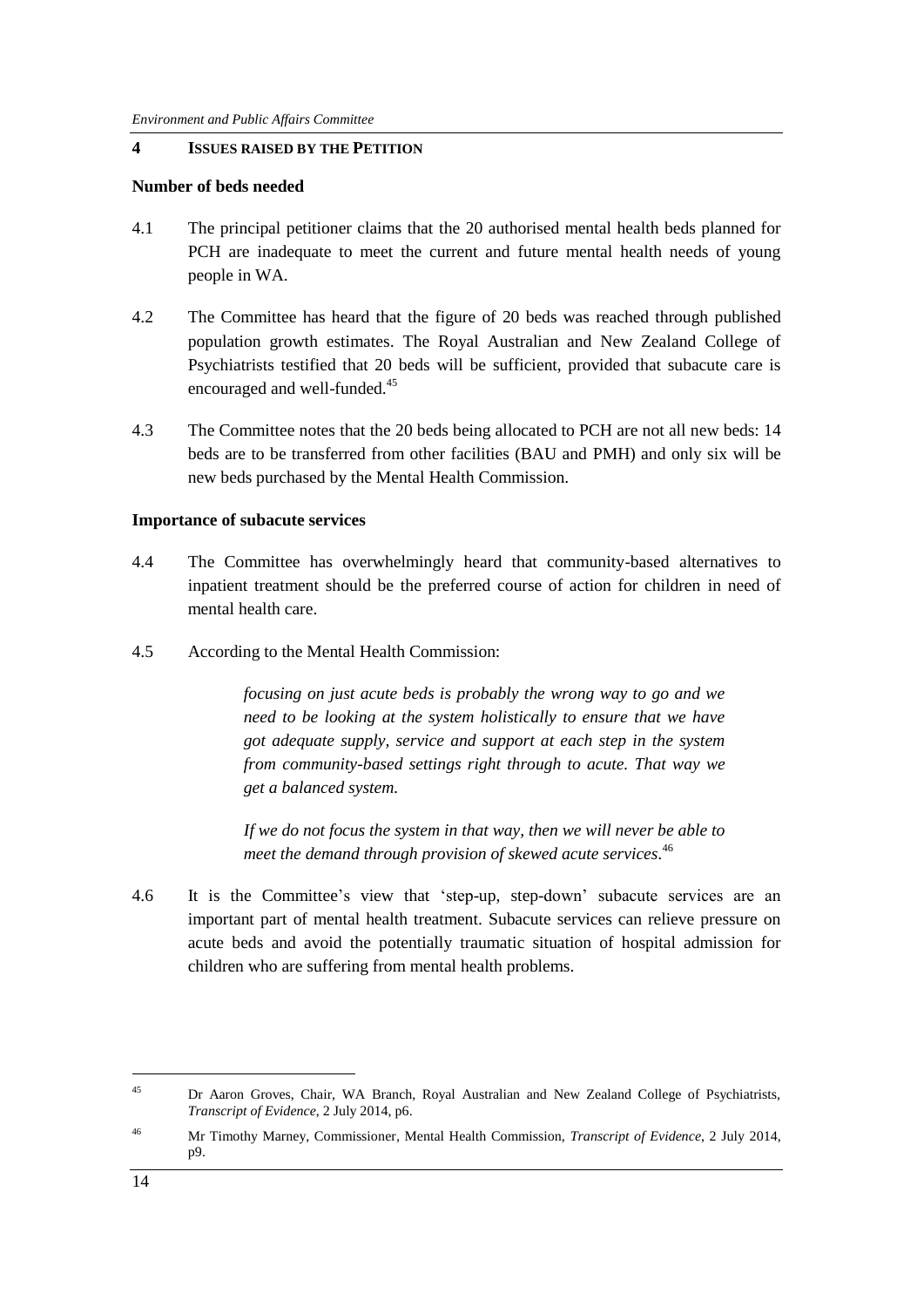## 4 ISSUES RAISED BY THE PETITION

**Number of beds needed**

4.1 The principal petitioner claims that the 20 authorised mental health beds planned for PCH are inadequate to meet the current and future mental health needs of young people in WA.

4.2 The Committee has heard that the figure of 20 beds was reached through published population growth estimates. The Royal Australian and New Zealand College of Psychiatrists testified that 20 beds will be sufficient, provided that subacute care is encouraged and well-funded.[45]

4.3 The Committee notes that the 20 beds being allocated to PCH are not all new beds: 14 beds are to be transferred from other facilities (BAU and PMH) and only six will be new beds purchased by the Mental Health Commission.

**Importance of subacute services**

4.4 The Committee has overwhelmingly heard that community-based alternatives to inpatient treatment should be the preferred course of action for children in need of mental health care.

4.5 According to the Mental Health Commission:

> *focusing on just acute beds is probably the wrong way to go and we need to be looking at the system holistically to ensure that we have got adequate supply, service and support at each step in the system from community-based settings right through to acute. That way we get a balanced system.*
>
> *If we do not focus the system in that way, then we will never be able to meet the demand through provision of skewed acute services.*[46]

4.6 It is the Committee's view that 'step-up, step-down' subacute services are an important part of mental health treatment. Subacute services can relieve pressure on acute beds and avoid the potentially traumatic situation of hospital admission for children who are suffering from mental health problems.

---

[45] Dr Aaron Groves, Chair, WA Branch, Royal Australian and New Zealand College of Psychiatrists, *Transcript of Evidence*, 2 July 2014, p6.

[46] Mr Timothy Marney, Commissioner, Mental Health Commission, *Transcript of Evidence*, 2 July 2014, p9.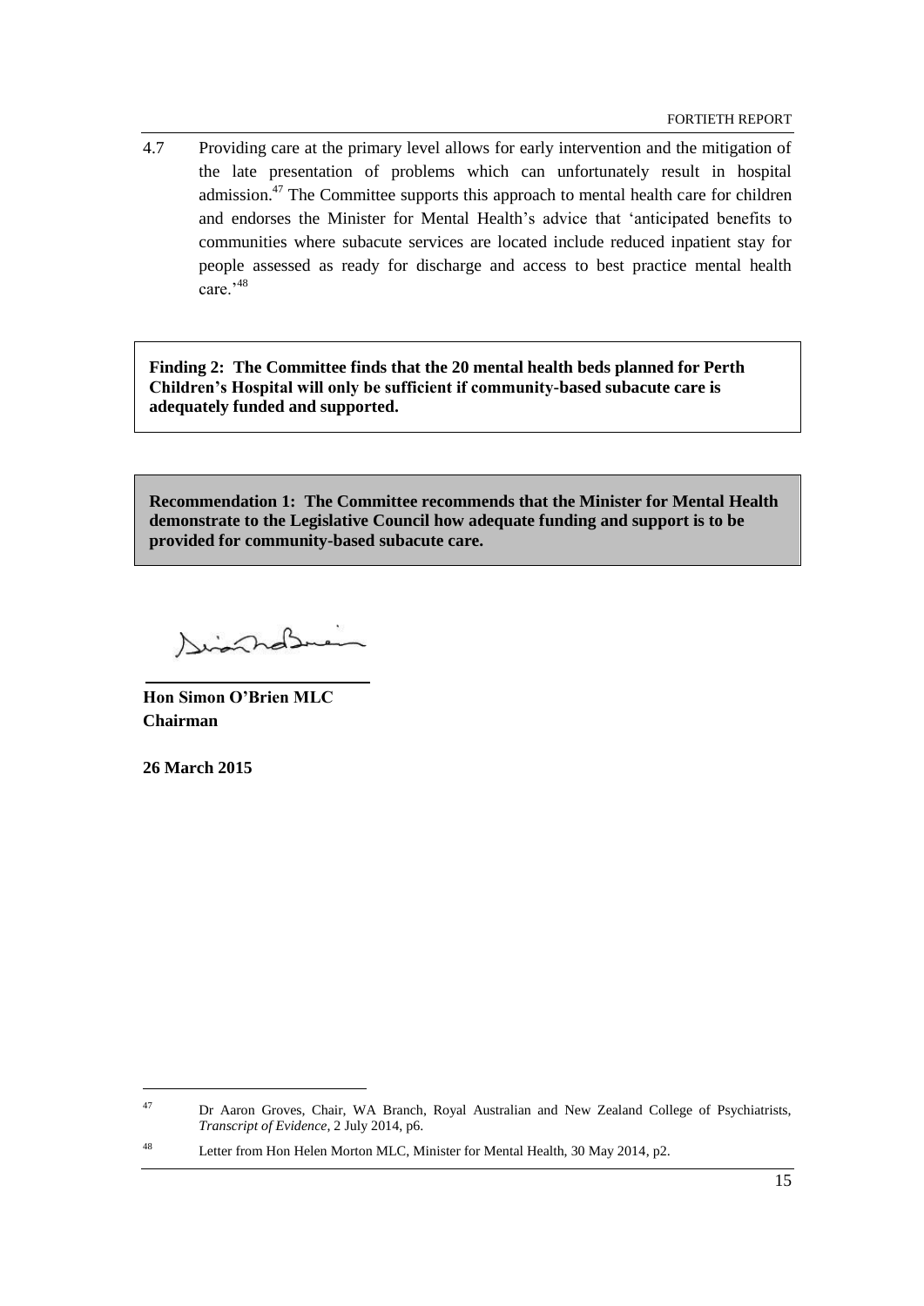4.7 Providing care at the primary level allows for early intervention and the mitigation of the late presentation of problems which can unfortunately result in hospital admission.[47] The Committee supports this approach to mental health care for children and endorses the Minister for Mental Health's advice that 'anticipated benefits to communities where subacute services are located include reduced inpatient stay for people assessed as ready for discharge and access to best practice mental health care.'[48]

**Finding 2: The Committee finds that the 20 mental health beds planned for Perth Children's Hospital will only be sufficient if community-based subacute care is adequately funded and supported.**

**Recommendation 1: The Committee recommends that the Minister for Mental Health demonstrate to the Legislative Council how adequate funding and support is to be provided for community-based subacute care.**

**Hon Simon O'Brien MLC**
**Chairman**

**26 March 2015**

---

[47] Dr Aaron Groves, Chair, WA Branch, Royal Australian and New Zealand College of Psychiatrists, *Transcript of Evidence*, 2 July 2014, p6.

[48] Letter from Hon Helen Morton MLC, Minister for Mental Health, 30 May 2014, p2.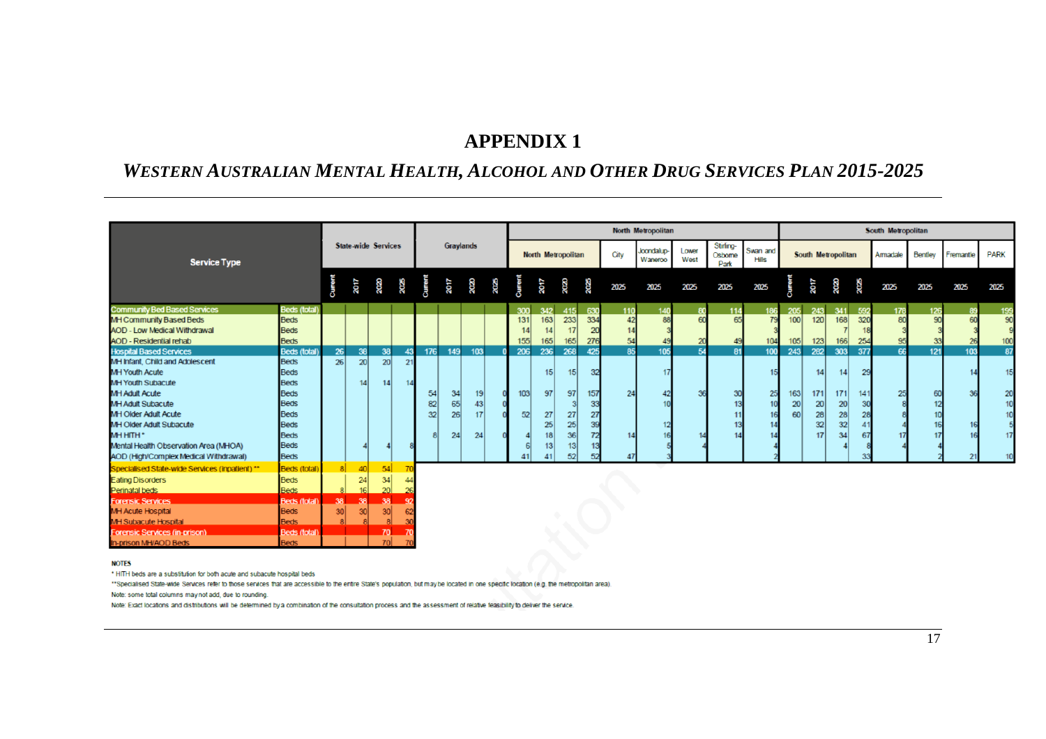# APPENDIX 1

## *WESTERN AUSTRALIAN MENTAL HEALTH, ALCOHOL AND OTHER DRUG SERVICES PLAN 2015-2025*

| Service Type | | State-wide Services | | | | Graylands | | | | North Metropolitan | | | | | | | | | South Metropolitan | | | | | | | |
|---|---|---|---|---|---|---|---|---|---|---|---|---|---|---|---|---|---|---|---|---|---|---|---|---|---|---|
| | | | | | | | | | | North Metropolitan | | | | City | Joondalup-Wanneroo | Lower West | Stirling-Osborne Park | Swan and Hills | South Metropolitan | | | | Armadale | Bentley | Fremantle | PARK |
| | | Current | 2017 | 2020 | 2025 | Current | 2017 | 2020 | 2025 | Current | 2017 | 2020 | 2025 | 2025 | 2025 | 2025 | 2025 | 2025 | Current | 2017 | 2020 | 2025 | 2025 | 2025 | 2025 | 2025 |
| **Community Bed Based Services** | **Beds (total)** | | | | | | | | | 300 | 342 | 415 | 630 | 110 | 140 | 60 | 114 | 186 | 205 | 243 | 341 | 592 | 178 | 126 | 89 | 199 |
| MH Community Based Beds | Beds | | | | | | | | | 131 | 163 | 233 | 334 | 42 | 88 | 60 | 65 | 79 | 100 | 120 | 168 | 320 | 80 | 90 | 60 | 90 |
| AOD - Low Medical Withdrawal | Beds | | | | | | | | | 14 | 14 | 17 | 20 | 14 | 3 | | | 3 | | | 7 | 18 | 3 | 3 | 3 | 9 |
| AOD - Residential rehab | Beds | | | | | | | | | 155 | 165 | 165 | 276 | 54 | 49 | 20 | 49 | 104 | 105 | 123 | 166 | 254 | 95 | 33 | 26 | 100 |
| **Hospital Based Services** | **Beds (total)** | 26 | 38 | 38 | 43 | 176 | 149 | 103 | 0 | 206 | 236 | 268 | 425 | 85 | 105 | 54 | 81 | 100 | 243 | 282 | 303 | 377 | 66 | 121 | 103 | 87 |
| MH Infant, Child and Adolescent | Beds | 26 | 20 | 20 | 21 | | | | | | | | | | | | | | | | | | | | | |
| MH Youth Acute | Beds | | | | | | | | | | 15 | 15 | 32 | | 17 | | | 15 | | 14 | 14 | 29 | | | 14 | 15 |
| MH Youth Subacute | Beds | | 14 | 14 | 14 | | | | | | | | | | | | | | | | | | | | | |
| MH Adult Acute | Beds | | | | | 54 | 34 | 19 | 0 | 103 | 97 | 97 | 157 | 24 | 42 | 36 | 30 | 25 | 163 | 171 | 171 | 141 | 25 | 60 | 36 | 20 |
| MH Adult Subacute | Beds | | | | | 82 | 65 | 43 | 0 | | | 3 | 33 | | 10 | | 13 | 10 | 20 | 20 | 20 | 30 | 8 | 12 | | 10 |
| MH Older Adult Acute | Beds | | | | | 32 | 26 | 17 | 0 | 52 | 27 | 27 | 27 | | | | 11 | 16 | 60 | 28 | 28 | 28 | 8 | 10 | | 10 |
| MH Older Adult Subacute | Beds | | | | | | | | | | 25 | 25 | 39 | | 12 | | 13 | 14 | | 32 | 32 | 41 | 4 | 16 | 16 | 5 |
| MH HITH * | Beds | | | | | 8 | 24 | 24 | 0 | 4 | 18 | 36 | 72 | 14 | 16 | 14 | 14 | 14 | | 17 | 34 | 67 | 17 | 17 | 16 | 17 |
| Mental Health Observation Area (MHOA) | Beds | | 4 | 4 | 8 | | | | | 6 | 13 | 13 | 13 | | 5 | 4 | | | | | 4 | 8 | 4 | 4 | | |
| AOD (High/Complex Medical Withdrawal) | Beds | | | | | | | | | 41 | 41 | 52 | 52 | 47 | 3 | | | 2 | | | | 33 | | 2 | 21 | 10 |
| **Specialised State-wide Services (inpatient) \*\*** | **Beds (total)** | 8 | 40 | 54 | 70 | | | | | | | | | | | | | | | | | | | | | |
| Eating Disorders | Beds | | 24 | 34 | 44 | | | | | | | | | | | | | | | | | | | | | |
| Perinatal beds | Beds | 8 | 16 | 20 | 26 | | | | | | | | | | | | | | | | | | | | | |
| **Forensic Services** | **Beds (total)** | 38 | 38 | 38 | 92 | | | | | | | | | | | | | | | | | | | | | |
| MH Acute Hospital | Beds | 30 | 30 | 30 | 62 | | | | | | | | | | | | | | | | | | | | | |
| MH Subacute Hospital | Beds | 8 | 8 | 8 | 30 | | | | | | | | | | | | | | | | | | | | | |
| **Forensic Services (in-prison)** | **Beds (total)** | | | 70 | 70 | | | | | | | | | | | | | | | | | | | | | |
| In-prison MH/AOD Beds | Beds | | | 70 | 70 | | | | | | | | | | | | | | | | | | | | | |

**NOTES**

* HITH beds are a substitution for both acute and subacute hospital beds

**Specialised State-wide Services refer to those services that are accessible to the entire State's population, but may be located in one specific location (e.g. the metropolitan area).

Note: some total columns may not add, due to rounding.

Note: Exact locations and distributions will be determined by a combination of the consultation process and the assessment of relative feasibility to deliver the service.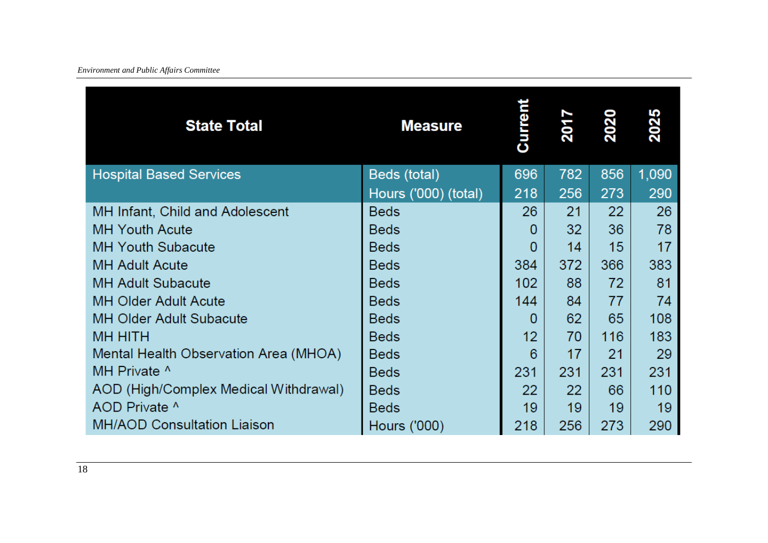| State Total | Measure | Current | 2017 | 2020 | 2025 |
|---|---|---|---|---|---|
| Hospital Based Services | Beds (total) | 696 | 782 | 856 | 1,090 |
| | Hours ('000) (total) | 218 | 256 | 273 | 290 |
| MH Infant, Child and Adolescent | Beds | 26 | 21 | 22 | 26 |
| MH Youth Acute | Beds | 0 | 32 | 36 | 78 |
| MH Youth Subacute | Beds | 0 | 14 | 15 | 17 |
| MH Adult Acute | Beds | 384 | 372 | 366 | 383 |
| MH Adult Subacute | Beds | 102 | 88 | 72 | 81 |
| MH Older Adult Acute | Beds | 144 | 84 | 77 | 74 |
| MH Older Adult Subacute | Beds | 0 | 62 | 65 | 108 |
| MH HITH | Beds | 12 | 70 | 116 | 183 |
| Mental Health Observation Area (MHOA) | Beds | 6 | 17 | 21 | 29 |
| MH Private ^ | Beds | 231 | 231 | 231 | 231 |
| AOD (High/Complex Medical Withdrawal) | Beds | 22 | 22 | 66 | 110 |
| AOD Private ^ | Beds | 19 | 19 | 19 | 19 |
| MH/AOD Consultation Liaison | Hours ('000) | 218 | 256 | 273 | 290 |